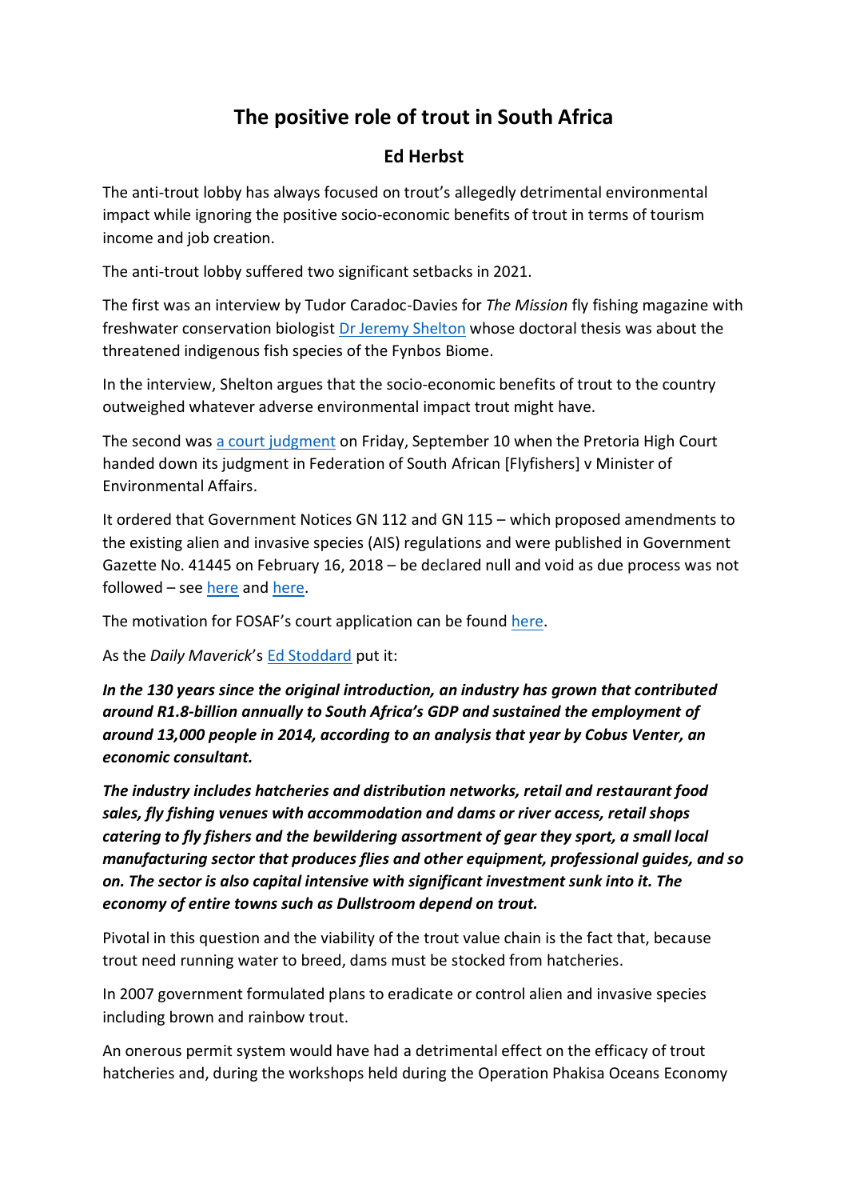# The positive role of trout in South Africa

## Ed Herbst

The anti-trout lobby has always focused on trout's allegedly detrimental environmental impact while ignoring the positive socio-economic benefits of trout in terms of tourism income and job creation.

The anti-trout lobby suffered two significant setbacks in 2021.

The first was an interview by Tudor Caradoc-Davies for *The Mission* fly fishing magazine with freshwater conservation biologist Dr Jeremy Shelton whose doctoral thesis was about the threatened indigenous fish species of the Fynbos Biome.

In the interview, Shelton argues that the socio-economic benefits of trout to the country outweighed whatever adverse environmental impact trout might have.

The second was a court judgment on Friday, September 10 when the Pretoria High Court handed down its judgment in Federation of South African [Flyfishers] v Minister of Environmental Affairs.

It ordered that Government Notices GN 112 and GN 115 – which proposed amendments to the existing alien and invasive species (AIS) regulations and were published in Government Gazette No. 41445 on February 16, 2018 – be declared null and void as due process was not followed – see here and here.

The motivation for FOSAF's court application can be found here.

As the *Daily Maverick*'s Ed Stoddard put it:

***In the 130 years since the original introduction, an industry has grown that contributed around R1.8-billion annually to South Africa's GDP and sustained the employment of around 13,000 people in 2014, according to an analysis that year by Cobus Venter, an economic consultant.***

***The industry includes hatcheries and distribution networks, retail and restaurant food sales, fly fishing venues with accommodation and dams or river access, retail shops catering to fly fishers and the bewildering assortment of gear they sport, a small local manufacturing sector that produces flies and other equipment, professional guides, and so on. The sector is also capital intensive with significant investment sunk into it. The economy of entire towns such as Dullstroom depend on trout.***

Pivotal in this question and the viability of the trout value chain is the fact that, because trout need running water to breed, dams must be stocked from hatcheries.

In 2007 government formulated plans to eradicate or control alien and invasive species including brown and rainbow trout.

An onerous permit system would have had a detrimental effect on the efficacy of trout hatcheries and, during the workshops held during the Operation Phakisa Oceans Economy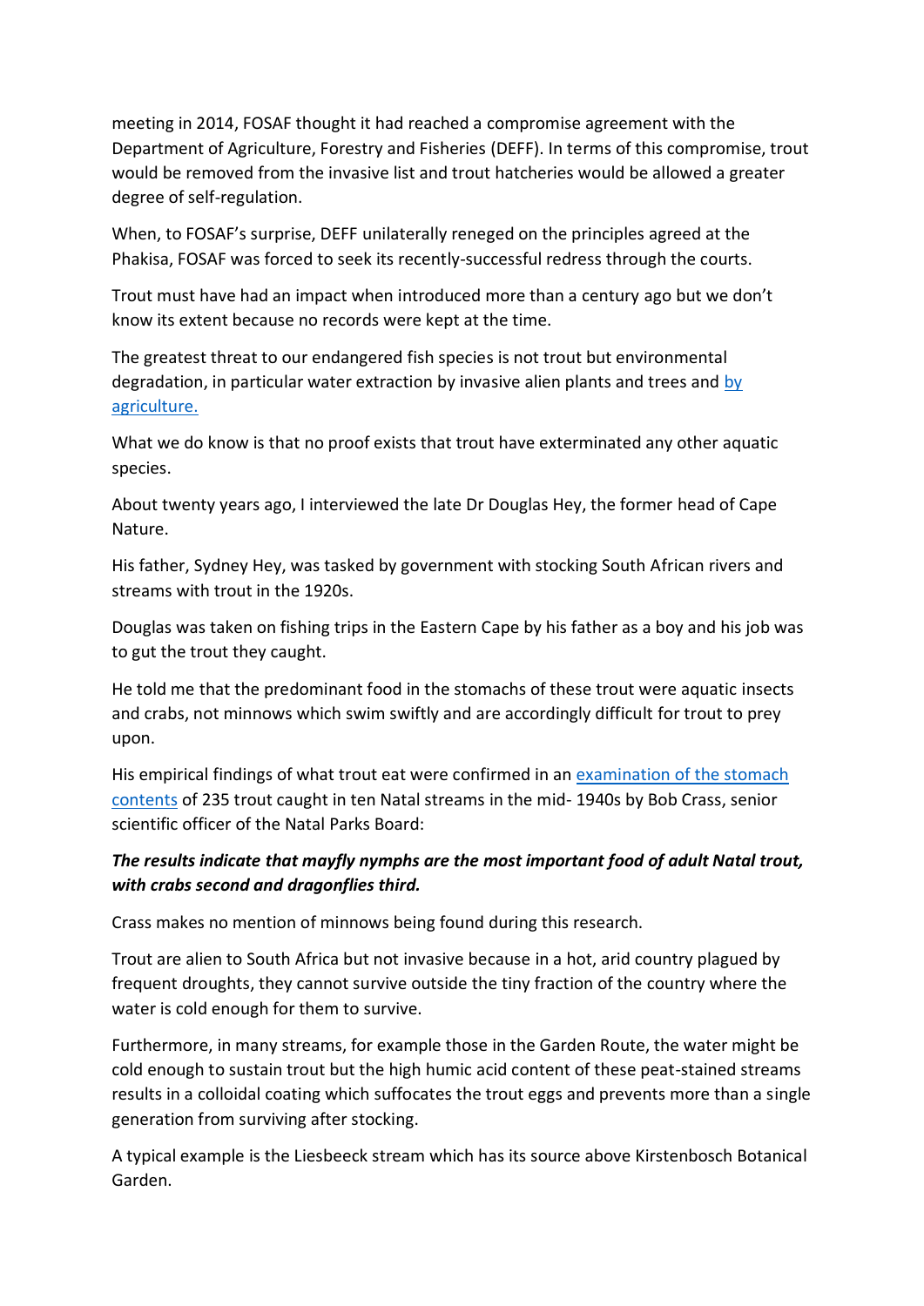meeting in 2014, FOSAF thought it had reached a compromise agreement with the Department of Agriculture, Forestry and Fisheries (DEFF). In terms of this compromise, trout would be removed from the invasive list and trout hatcheries would be allowed a greater degree of self-regulation.

When, to FOSAF's surprise, DEFF unilaterally reneged on the principles agreed at the Phakisa, FOSAF was forced to seek its recently-successful redress through the courts.

Trout must have had an impact when introduced more than a century ago but we don't know its extent because no records were kept at the time.

The greatest threat to our endangered fish species is not trout but environmental degradation, in particular water extraction by invasive alien plants and trees and by agriculture.

What we do know is that no proof exists that trout have exterminated any other aquatic species.

About twenty years ago, I interviewed the late Dr Douglas Hey, the former head of Cape Nature.

His father, Sydney Hey, was tasked by government with stocking South African rivers and streams with trout in the 1920s.

Douglas was taken on fishing trips in the Eastern Cape by his father as a boy and his job was to gut the trout they caught.

He told me that the predominant food in the stomachs of these trout were aquatic insects and crabs, not minnows which swim swiftly and are accordingly difficult for trout to prey upon.

His empirical findings of what trout eat were confirmed in an examination of the stomach contents of 235 trout caught in ten Natal streams in the mid- 1940s by Bob Crass, senior scientific officer of the Natal Parks Board:

***The results indicate that mayfly nymphs are the most important food of adult Natal trout, with crabs second and dragonflies third.***

Crass makes no mention of minnows being found during this research.

Trout are alien to South Africa but not invasive because in a hot, arid country plagued by frequent droughts, they cannot survive outside the tiny fraction of the country where the water is cold enough for them to survive.

Furthermore, in many streams, for example those in the Garden Route, the water might be cold enough to sustain trout but the high humic acid content of these peat-stained streams results in a colloidal coating which suffocates the trout eggs and prevents more than a single generation from surviving after stocking.

A typical example is the Liesbeeck stream which has its source above Kirstenbosch Botanical Garden.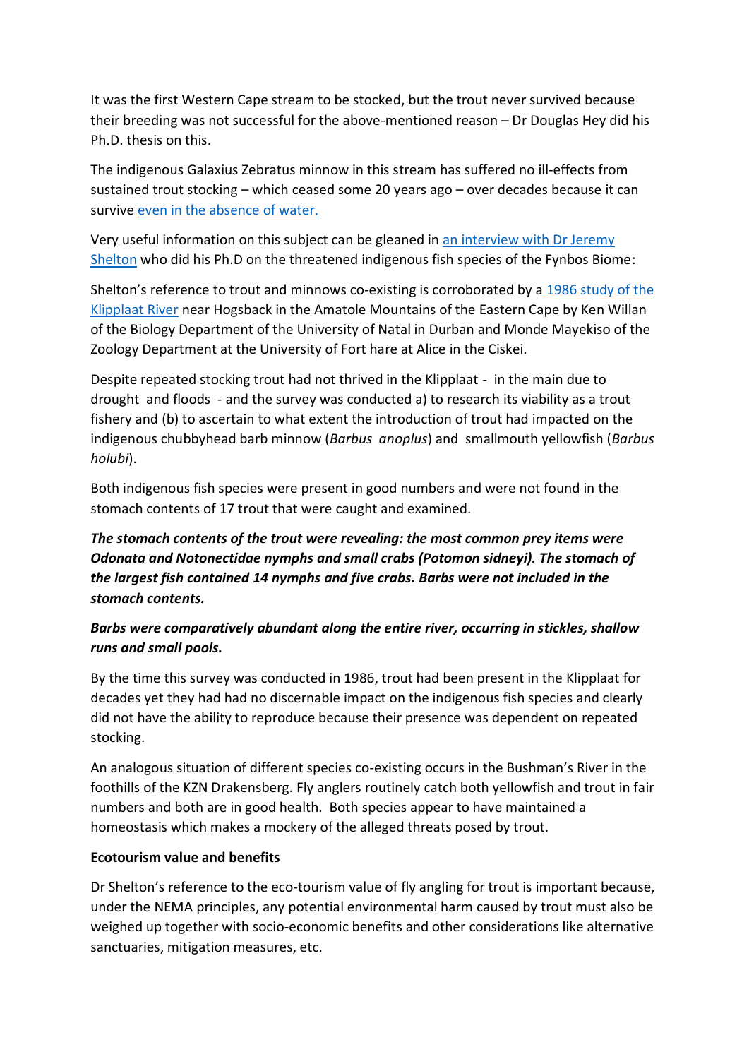It was the first Western Cape stream to be stocked, but the trout never survived because their breeding was not successful for the above-mentioned reason – Dr Douglas Hey did his Ph.D. thesis on this.

The indigenous Galaxius Zebratus minnow in this stream has suffered no ill-effects from sustained trout stocking – which ceased some 20 years ago – over decades because it can survive even in the absence of water.

Very useful information on this subject can be gleaned in an interview with Dr Jeremy Shelton who did his Ph.D on the threatened indigenous fish species of the Fynbos Biome:

Shelton's reference to trout and minnows co-existing is corroborated by a 1986 study of the Klipplaat River near Hogsback in the Amatole Mountains of the Eastern Cape by Ken Willan of the Biology Department of the University of Natal in Durban and Monde Mayekiso of the Zoology Department at the University of Fort hare at Alice in the Ciskei.

Despite repeated stocking trout had not thrived in the Klipplaat - in the main due to drought and floods - and the survey was conducted a) to research its viability as a trout fishery and (b) to ascertain to what extent the introduction of trout had impacted on the indigenous chubbyhead barb minnow (*Barbus anoplus*) and smallmouth yellowfish (*Barbus holubi*).

Both indigenous fish species were present in good numbers and were not found in the stomach contents of 17 trout that were caught and examined.

***The stomach contents of the trout were revealing: the most common prey items were Odonata and Notonectidae nymphs and small crabs (Potomon sidneyi). The stomach of the largest fish contained 14 nymphs and five crabs. Barbs were not included in the stomach contents.***

***Barbs were comparatively abundant along the entire river, occurring in stickles, shallow runs and small pools.***

By the time this survey was conducted in 1986, trout had been present in the Klipplaat for decades yet they had had no discernable impact on the indigenous fish species and clearly did not have the ability to reproduce because their presence was dependent on repeated stocking.

An analogous situation of different species co-existing occurs in the Bushman's River in the foothills of the KZN Drakensberg. Fly anglers routinely catch both yellowfish and trout in fair numbers and both are in good health. Both species appear to have maintained a homeostasis which makes a mockery of the alleged threats posed by trout.

**Ecotourism value and benefits**

Dr Shelton's reference to the eco-tourism value of fly angling for trout is important because, under the NEMA principles, any potential environmental harm caused by trout must also be weighed up together with socio-economic benefits and other considerations like alternative sanctuaries, mitigation measures, etc.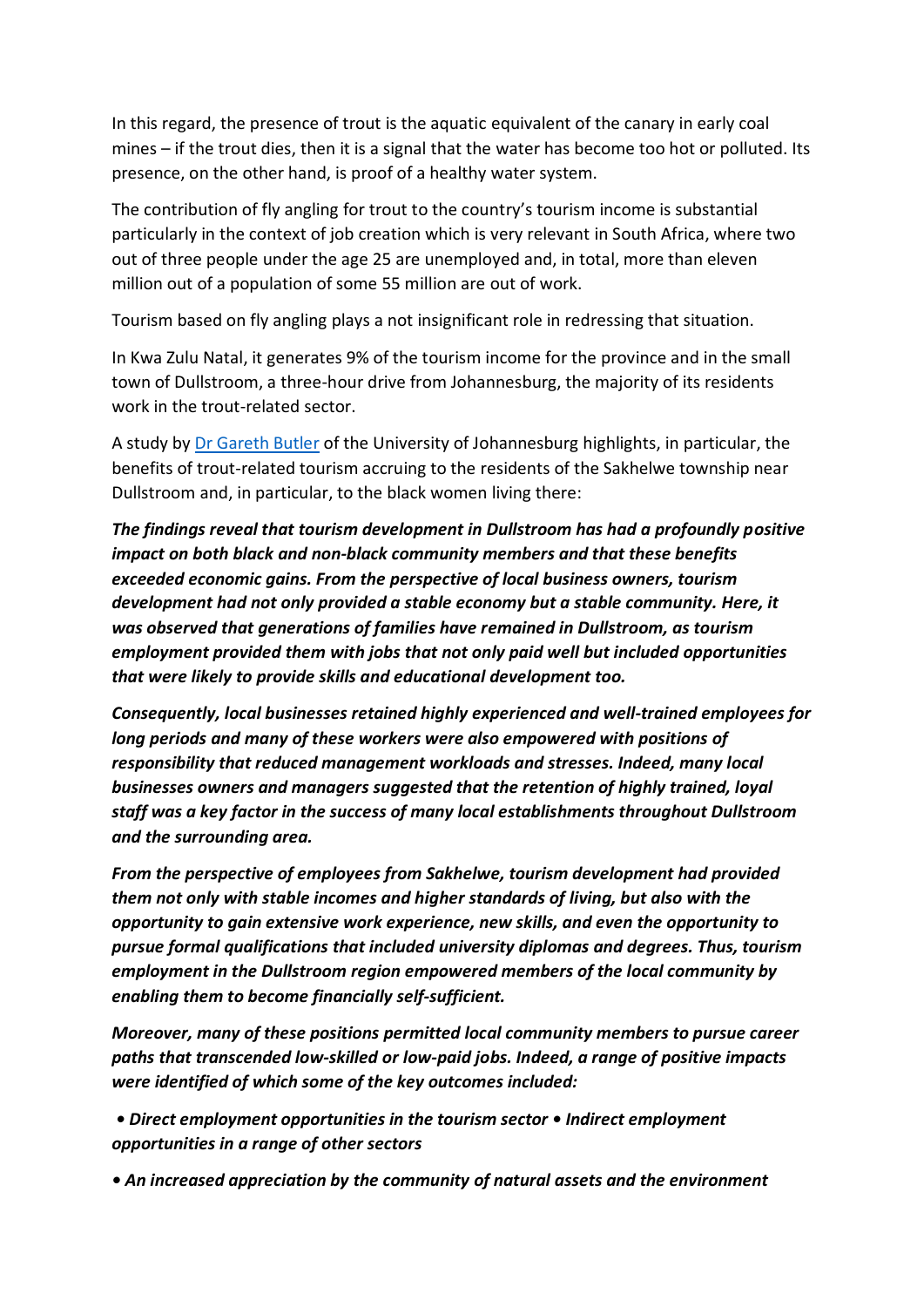In this regard, the presence of trout is the aquatic equivalent of the canary in early coal mines – if the trout dies, then it is a signal that the water has become too hot or polluted. Its presence, on the other hand, is proof of a healthy water system.

The contribution of fly angling for trout to the country's tourism income is substantial particularly in the context of job creation which is very relevant in South Africa, where two out of three people under the age 25 are unemployed and, in total, more than eleven million out of a population of some 55 million are out of work.

Tourism based on fly angling plays a not insignificant role in redressing that situation.

In Kwa Zulu Natal, it generates 9% of the tourism income for the province and in the small town of Dullstroom, a three-hour drive from Johannesburg, the majority of its residents work in the trout-related sector.

A study by [Dr Gareth Butler]() of the University of Johannesburg highlights, in particular, the benefits of trout-related tourism accruing to the residents of the Sakhelwe township near Dullstroom and, in particular, to the black women living there:

***The findings reveal that tourism development in Dullstroom has had a profoundly positive impact on both black and non-black community members and that these benefits exceeded economic gains. From the perspective of local business owners, tourism development had not only provided a stable economy but a stable community. Here, it was observed that generations of families have remained in Dullstroom, as tourism employment provided them with jobs that not only paid well but included opportunities that were likely to provide skills and educational development too.***

***Consequently, local businesses retained highly experienced and well-trained employees for long periods and many of these workers were also empowered with positions of responsibility that reduced management workloads and stresses. Indeed, many local businesses owners and managers suggested that the retention of highly trained, loyal staff was a key factor in the success of many local establishments throughout Dullstroom and the surrounding area.***

***From the perspective of employees from Sakhelwe, tourism development had provided them not only with stable incomes and higher standards of living, but also with the opportunity to gain extensive work experience, new skills, and even the opportunity to pursue formal qualifications that included university diplomas and degrees. Thus, tourism employment in the Dullstroom region empowered members of the local community by enabling them to become financially self-sufficient.***

***Moreover, many of these positions permitted local community members to pursue career paths that transcended low-skilled or low-paid jobs. Indeed, a range of positive impacts were identified of which some of the key outcomes included:***

***• Direct employment opportunities in the tourism sector • Indirect employment opportunities in a range of other sectors***

***• An increased appreciation by the community of natural assets and the environment***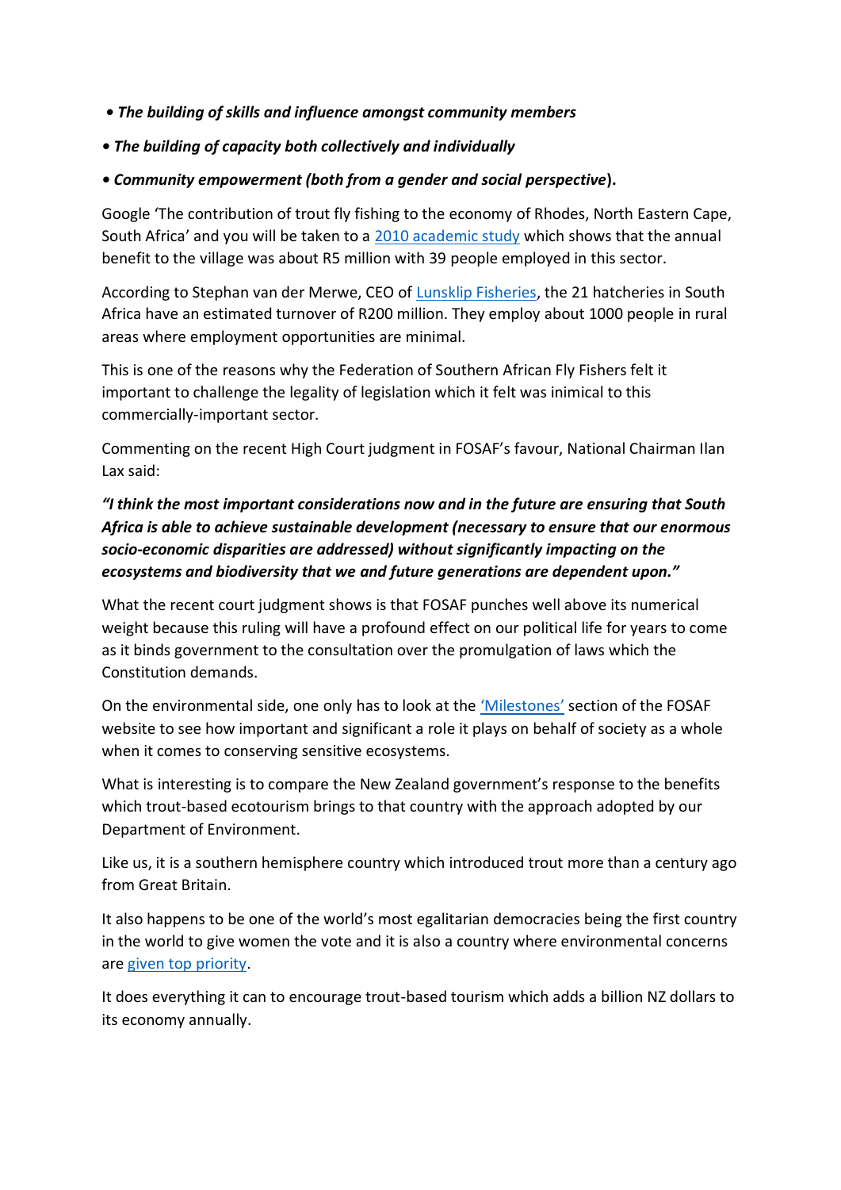- ***The building of skills and influence amongst community members***
- ***The building of capacity both collectively and individually***
- ***Community empowerment (both from a gender and social perspective*).**

Google 'The contribution of trout fly fishing to the economy of Rhodes, North Eastern Cape, South Africa' and you will be taken to a [2010 academic study]() which shows that the annual benefit to the village was about R5 million with 39 people employed in this sector.

According to Stephan van der Merwe, CEO of [Lunsklip Fisheries](), the 21 hatcheries in South Africa have an estimated turnover of R200 million. They employ about 1000 people in rural areas where employment opportunities are minimal.

This is one of the reasons why the Federation of Southern African Fly Fishers felt it important to challenge the legality of legislation which it felt was inimical to this commercially-important sector.

Commenting on the recent High Court judgment in FOSAF's favour, National Chairman Ilan Lax said:

***"I think the most important considerations now and in the future are ensuring that South Africa is able to achieve sustainable development (necessary to ensure that our enormous socio-economic disparities are addressed) without significantly impacting on the ecosystems and biodiversity that we and future generations are dependent upon."***

What the recent court judgment shows is that FOSAF punches well above its numerical weight because this ruling will have a profound effect on our political life for years to come as it binds government to the consultation over the promulgation of laws which the Constitution demands.

On the environmental side, one only has to look at the ['Milestones']() section of the FOSAF website to see how important and significant a role it plays on behalf of society as a whole when it comes to conserving sensitive ecosystems.

What is interesting is to compare the New Zealand government's response to the benefits which trout-based ecotourism brings to that country with the approach adopted by our Department of Environment.

Like us, it is a southern hemisphere country which introduced trout more than a century ago from Great Britain.

It also happens to be one of the world's most egalitarian democracies being the first country in the world to give women the vote and it is also a country where environmental concerns are [given top priority]().

It does everything it can to encourage trout-based tourism which adds a billion NZ dollars to its economy annually.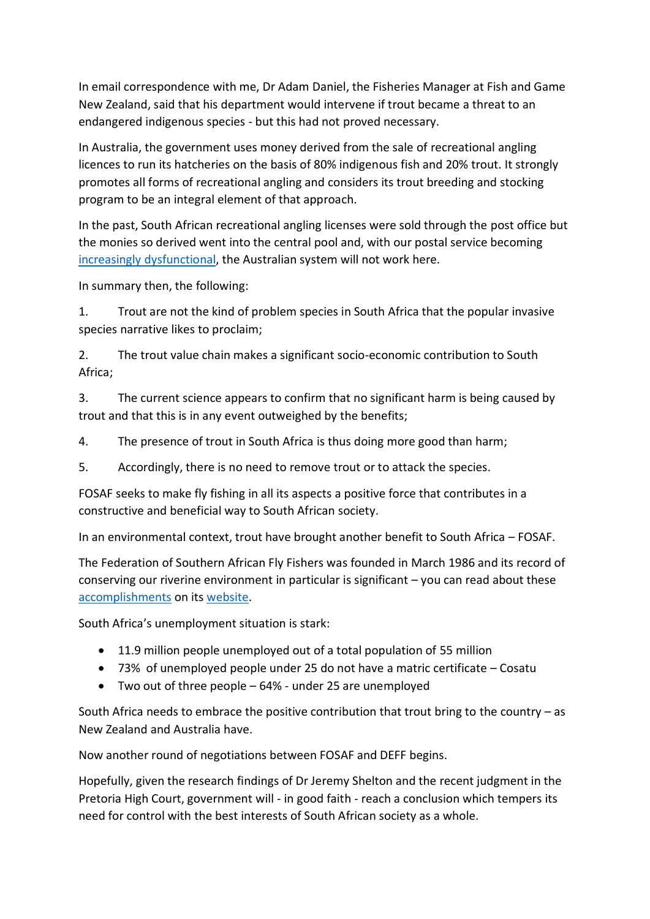In email correspondence with me, Dr Adam Daniel, the Fisheries Manager at Fish and Game New Zealand, said that his department would intervene if trout became a threat to an endangered indigenous species - but this had not proved necessary.

In Australia, the government uses money derived from the sale of recreational angling licences to run its hatcheries on the basis of 80% indigenous fish and 20% trout. It strongly promotes all forms of recreational angling and considers its trout breeding and stocking program to be an integral element of that approach.

In the past, South African recreational angling licenses were sold through the post office but the monies so derived went into the central pool and, with our postal service becoming increasingly dysfunctional, the Australian system will not work here.

In summary then, the following:

1. Trout are not the kind of problem species in South Africa that the popular invasive species narrative likes to proclaim;

2. The trout value chain makes a significant socio-economic contribution to South Africa;

3. The current science appears to confirm that no significant harm is being caused by trout and that this is in any event outweighed by the benefits;

4. The presence of trout in South Africa is thus doing more good than harm;

5. Accordingly, there is no need to remove trout or to attack the species.

FOSAF seeks to make fly fishing in all its aspects a positive force that contributes in a constructive and beneficial way to South African society.

In an environmental context, trout have brought another benefit to South Africa – FOSAF.

The Federation of Southern African Fly Fishers was founded in March 1986 and its record of conserving our riverine environment in particular is significant – you can read about these accomplishments on its website.

South Africa's unemployment situation is stark:

- 11.9 million people unemployed out of a total population of 55 million
- 73% of unemployed people under 25 do not have a matric certificate – Cosatu
- Two out of three people – 64% - under 25 are unemployed

South Africa needs to embrace the positive contribution that trout bring to the country – as New Zealand and Australia have.

Now another round of negotiations between FOSAF and DEFF begins.

Hopefully, given the research findings of Dr Jeremy Shelton and the recent judgment in the Pretoria High Court, government will - in good faith - reach a conclusion which tempers its need for control with the best interests of South African society as a whole.